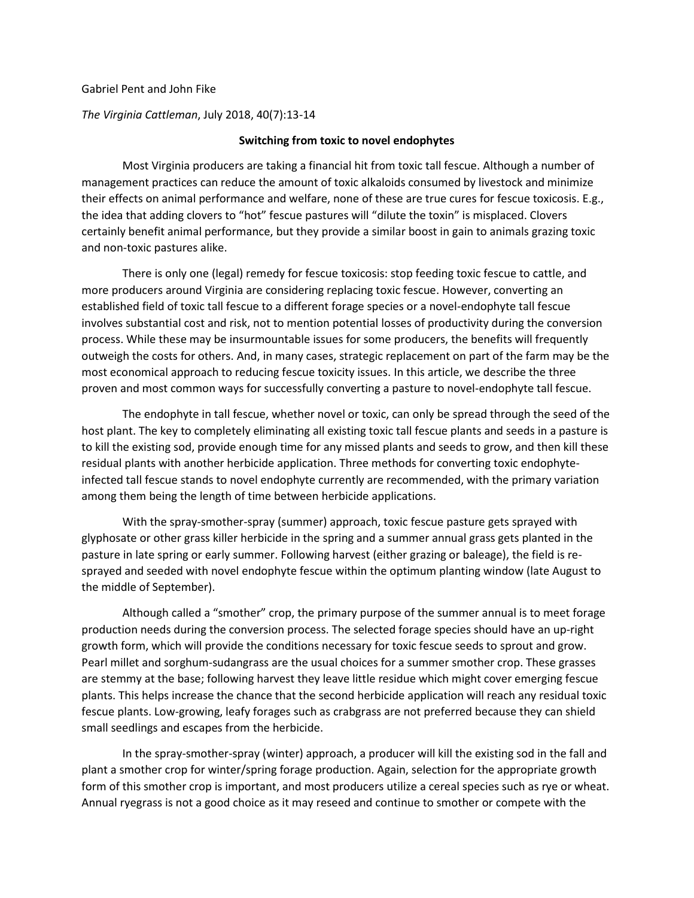Gabriel Pent and John Fike

*The Virginia Cattleman*, July 2018, 40(7):13-14

## Switching from toxic to novel endophytes

Most Virginia producers are taking a financial hit from toxic tall fescue. Although a number of management practices can reduce the amount of toxic alkaloids consumed by livestock and minimize their effects on animal performance and welfare, none of these are true cures for fescue toxicosis. E.g., the idea that adding clovers to "hot" fescue pastures will "dilute the toxin" is misplaced. Clovers certainly benefit animal performance, but they provide a similar boost in gain to animals grazing toxic and non-toxic pastures alike.

There is only one (legal) remedy for fescue toxicosis: stop feeding toxic fescue to cattle, and more producers around Virginia are considering replacing toxic fescue. However, converting an established field of toxic tall fescue to a different forage species or a novel-endophyte tall fescue involves substantial cost and risk, not to mention potential losses of productivity during the conversion process. While these may be insurmountable issues for some producers, the benefits will frequently outweigh the costs for others. And, in many cases, strategic replacement on part of the farm may be the most economical approach to reducing fescue toxicity issues. In this article, we describe the three proven and most common ways for successfully converting a pasture to novel-endophyte tall fescue.

The endophyte in tall fescue, whether novel or toxic, can only be spread through the seed of the host plant. The key to completely eliminating all existing toxic tall fescue plants and seeds in a pasture is to kill the existing sod, provide enough time for any missed plants and seeds to grow, and then kill these residual plants with another herbicide application. Three methods for converting toxic endophyte-infected tall fescue stands to novel endophyte currently are recommended, with the primary variation among them being the length of time between herbicide applications.

With the spray-smother-spray (summer) approach, toxic fescue pasture gets sprayed with glyphosate or other grass killer herbicide in the spring and a summer annual grass gets planted in the pasture in late spring or early summer. Following harvest (either grazing or baleage), the field is re-sprayed and seeded with novel endophyte fescue within the optimum planting window (late August to the middle of September).

Although called a "smother" crop, the primary purpose of the summer annual is to meet forage production needs during the conversion process. The selected forage species should have an up-right growth form, which will provide the conditions necessary for toxic fescue seeds to sprout and grow. Pearl millet and sorghum-sudangrass are the usual choices for a summer smother crop. These grasses are stemmy at the base; following harvest they leave little residue which might cover emerging fescue plants. This helps increase the chance that the second herbicide application will reach any residual toxic fescue plants. Low-growing, leafy forages such as crabgrass are not preferred because they can shield small seedlings and escapes from the herbicide.

In the spray-smother-spray (winter) approach, a producer will kill the existing sod in the fall and plant a smother crop for winter/spring forage production. Again, selection for the appropriate growth form of this smother crop is important, and most producers utilize a cereal species such as rye or wheat. Annual ryegrass is not a good choice as it may reseed and continue to smother or compete with the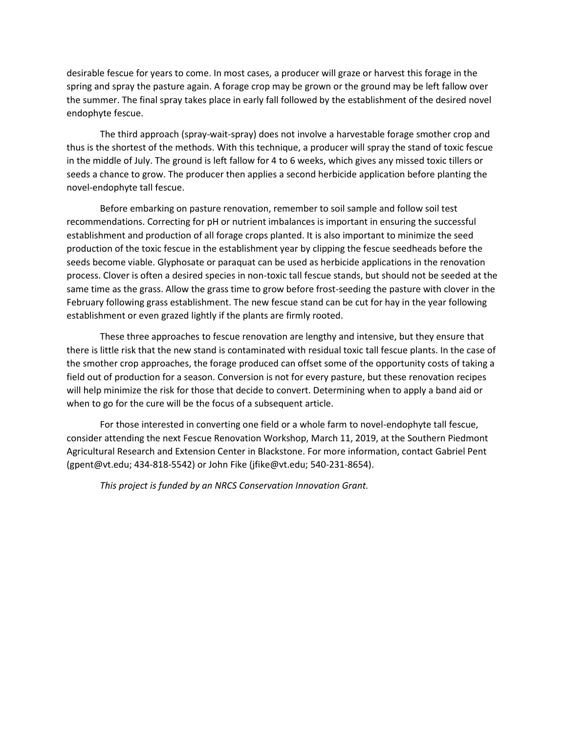desirable fescue for years to come. In most cases, a producer will graze or harvest this forage in the spring and spray the pasture again. A forage crop may be grown or the ground may be left fallow over the summer. The final spray takes place in early fall followed by the establishment of the desired novel endophyte fescue.

The third approach (spray-wait-spray) does not involve a harvestable forage smother crop and thus is the shortest of the methods. With this technique, a producer will spray the stand of toxic fescue in the middle of July. The ground is left fallow for 4 to 6 weeks, which gives any missed toxic tillers or seeds a chance to grow. The producer then applies a second herbicide application before planting the novel-endophyte tall fescue.

Before embarking on pasture renovation, remember to soil sample and follow soil test recommendations. Correcting for pH or nutrient imbalances is important in ensuring the successful establishment and production of all forage crops planted. It is also important to minimize the seed production of the toxic fescue in the establishment year by clipping the fescue seedheads before the seeds become viable. Glyphosate or paraquat can be used as herbicide applications in the renovation process. Clover is often a desired species in non-toxic tall fescue stands, but should not be seeded at the same time as the grass. Allow the grass time to grow before frost-seeding the pasture with clover in the February following grass establishment. The new fescue stand can be cut for hay in the year following establishment or even grazed lightly if the plants are firmly rooted.

These three approaches to fescue renovation are lengthy and intensive, but they ensure that there is little risk that the new stand is contaminated with residual toxic tall fescue plants. In the case of the smother crop approaches, the forage produced can offset some of the opportunity costs of taking a field out of production for a season. Conversion is not for every pasture, but these renovation recipes will help minimize the risk for those that decide to convert. Determining when to apply a band aid or when to go for the cure will be the focus of a subsequent article.

For those interested in converting one field or a whole farm to novel-endophyte tall fescue, consider attending the next Fescue Renovation Workshop, March 11, 2019, at the Southern Piedmont Agricultural Research and Extension Center in Blackstone. For more information, contact Gabriel Pent (gpent@vt.edu; 434-818-5542) or John Fike (jfike@vt.edu; 540-231-8654).

*This project is funded by an NRCS Conservation Innovation Grant.*